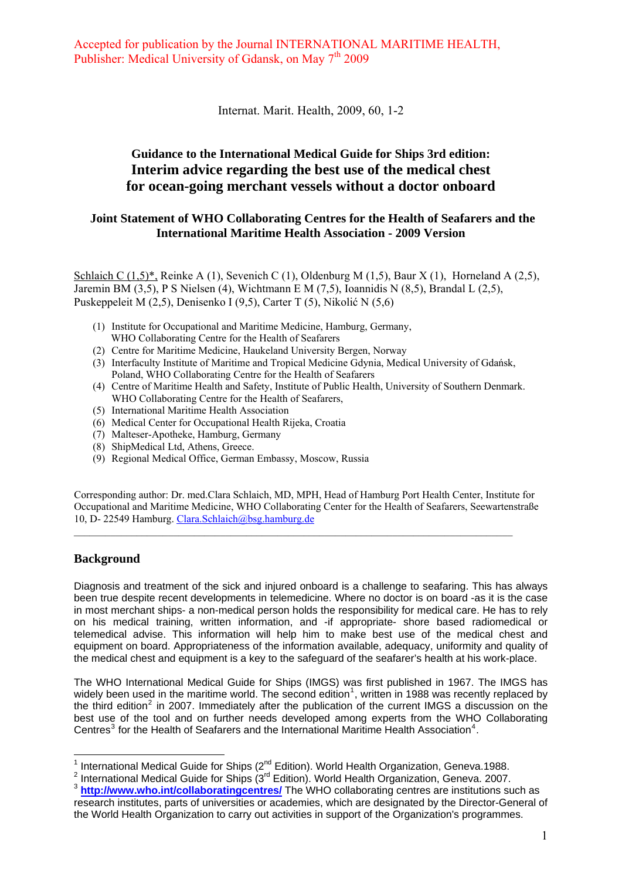Accepted for publication by the Journal INTERNATIONAL MARITIME HEALTH, Publisher: Medical University of Gdansk, on May 7th 2009

Internat. Marit. Health, 2009, 60, 1-2

# Guidance to the International Medical Guide for Ships 3rd edition: Interim advice regarding the best use of the medical chest for ocean-going merchant vessels without a doctor onboard

### Joint Statement of WHO Collaborating Centres for the Health of Seafarers and the International Maritime Health Association - 2009 Version

Schlaich C (1,5)*, Reinke A (1), Sevenich C (1), Oldenburg M (1,5), Baur X (1), Horneland A (2,5), Jaremin BM (3,5), P S Nielsen (4), Wichtmann E M (7,5), Ioannidis N (8,5), Brandal L (2,5), Puskeppeleit M (2,5), Denisenko I (9,5), Carter T (5), Nikolić N (5,6)

(1) Institute for Occupational and Maritime Medicine, Hamburg, Germany, WHO Collaborating Centre for the Health of Seafarers
(2) Centre for Maritime Medicine, Haukeland University Bergen, Norway
(3) Interfaculty Institute of Maritime and Tropical Medicine Gdynia, Medical University of Gdańsk, Poland, WHO Collaborating Centre for the Health of Seafarers
(4) Centre of Maritime Health and Safety, Institute of Public Health, University of Southern Denmark. WHO Collaborating Centre for the Health of Seafarers,
(5) International Maritime Health Association
(6) Medical Center for Occupational Health Rijeka, Croatia
(7) Malteser-Apotheke, Hamburg, Germany
(8) ShipMedical Ltd, Athens, Greece.
(9) Regional Medical Office, German Embassy, Moscow, Russia

Corresponding author: Dr. med.Clara Schlaich, MD, MPH, Head of Hamburg Port Health Center, Institute for Occupational and Maritime Medicine, WHO Collaborating Center for the Health of Seafarers, Seewartenstraße 10, D- 22549 Hamburg. Clara.Schlaich@bsg.hamburg.de

---

## Background

Diagnosis and treatment of the sick and injured onboard is a challenge to seafaring. This has always been true despite recent developments in telemedicine. Where no doctor is on board -as it is the case in most merchant ships- a non-medical person holds the responsibility for medical care. He has to rely on his medical training, written information, and -if appropriate- shore based radiomedical or telemedical advise. This information will help him to make best use of the medical chest and equipment on board. Appropriateness of the information available, adequacy, uniformity and quality of the medical chest and equipment is a key to the safeguard of the seafarer's health at his work-place.

The WHO International Medical Guide for Ships (IMGS) was first published in 1967. The IMGS has widely been used in the maritime world. The second edition[1], written in 1988 was recently replaced by the third edition[2] in 2007. Immediately after the publication of the current IMGS a discussion on the best use of the tool and on further needs developed among experts from the WHO Collaborating Centres[3] for the Health of Seafarers and the International Maritime Health Association[4].

[1] International Medical Guide for Ships (2nd Edition). World Health Organization, Geneva.1988.
[2] International Medical Guide for Ships (3rd Edition). World Health Organization, Geneva. 2007.
[3] http://www.who.int/collaboratingcentres/ The WHO collaborating centres are institutions such as research institutes, parts of universities or academies, which are designated by the Director-General of the World Health Organization to carry out activities in support of the Organization's programmes.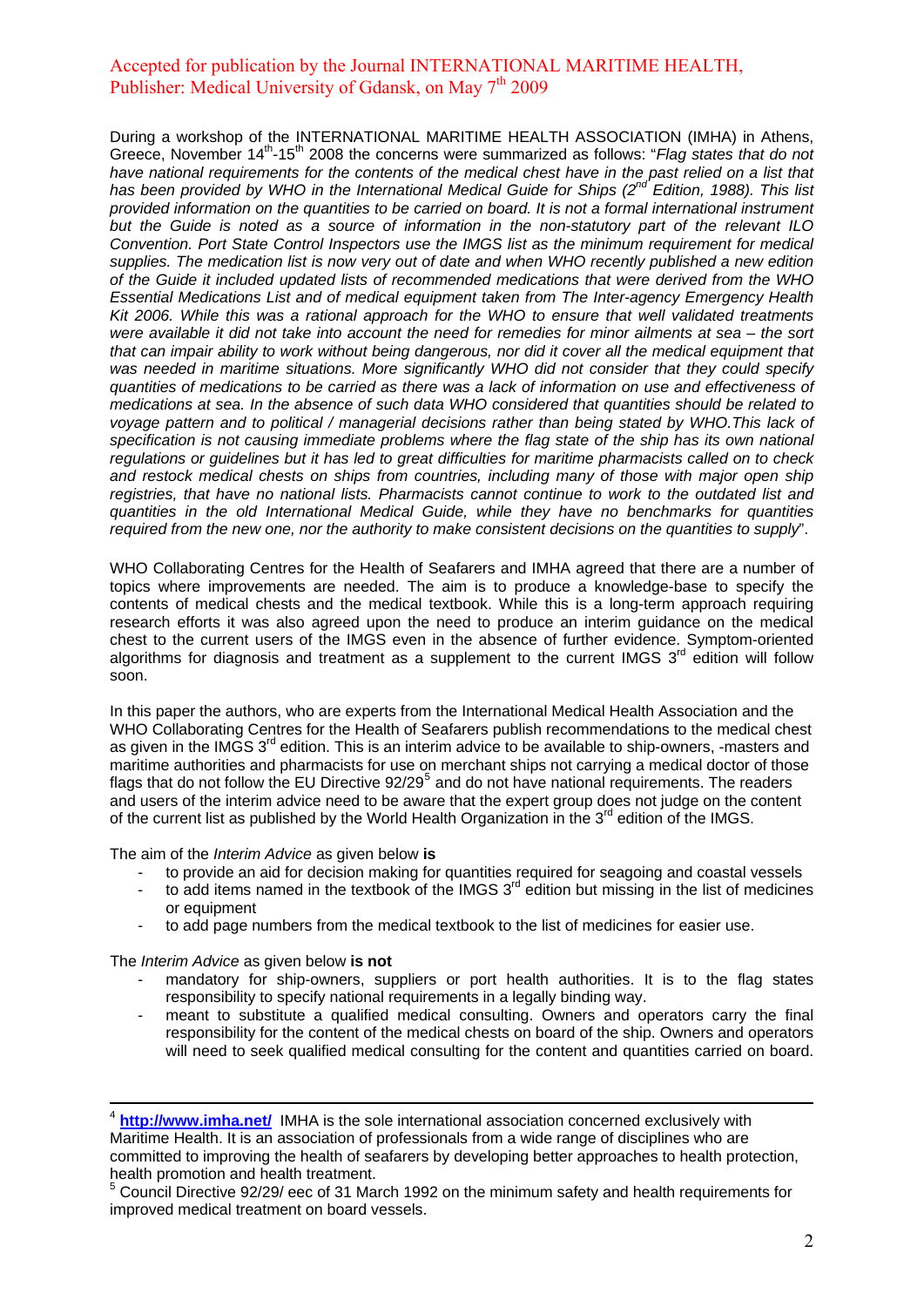During a workshop of the INTERNATIONAL MARITIME HEALTH ASSOCIATION (IMHA) in Athens, Greece, November 14th-15th 2008 the concerns were summarized as follows: "*Flag states that do not have national requirements for the contents of the medical chest have in the past relied on a list that has been provided by WHO in the International Medical Guide for Ships (2nd Edition, 1988). This list provided information on the quantities to be carried on board. It is not a formal international instrument but the Guide is noted as a source of information in the non-statutory part of the relevant ILO Convention. Port State Control Inspectors use the IMGS list as the minimum requirement for medical supplies. The medication list is now very out of date and when WHO recently published a new edition of the Guide it included updated lists of recommended medications that were derived from the WHO Essential Medications List and of medical equipment taken from The Inter-agency Emergency Health Kit 2006. While this was a rational approach for the WHO to ensure that well validated treatments were available it did not take into account the need for remedies for minor ailments at sea – the sort that can impair ability to work without being dangerous, nor did it cover all the medical equipment that was needed in maritime situations. More significantly WHO did not consider that they could specify quantities of medications to be carried as there was a lack of information on use and effectiveness of medications at sea. In the absence of such data WHO considered that quantities should be related to voyage pattern and to political / managerial decisions rather than being stated by WHO.This lack of specification is not causing immediate problems where the flag state of the ship has its own national regulations or guidelines but it has led to great difficulties for maritime pharmacists called on to check and restock medical chests on ships from countries, including many of those with major open ship registries, that have no national lists. Pharmacists cannot continue to work to the outdated list and quantities in the old International Medical Guide, while they have no benchmarks for quantities required from the new one, nor the authority to make consistent decisions on the quantities to supply*".

WHO Collaborating Centres for the Health of Seafarers and IMHA agreed that there are a number of topics where improvements are needed. The aim is to produce a knowledge-base to specify the contents of medical chests and the medical textbook. While this is a long-term approach requiring research efforts it was also agreed upon the need to produce an interim guidance on the medical chest to the current users of the IMGS even in the absence of further evidence. Symptom-oriented algorithms for diagnosis and treatment as a supplement to the current IMGS 3rd edition will follow soon.

In this paper the authors, who are experts from the International Medical Health Association and the WHO Collaborating Centres for the Health of Seafarers publish recommendations to the medical chest as given in the IMGS 3rd edition. This is an interim advice to be available to ship-owners, -masters and maritime authorities and pharmacists for use on merchant ships not carrying a medical doctor of those flags that do not follow the EU Directive 92/29[5] and do not have national requirements. The readers and users of the interim advice need to be aware that the expert group does not judge on the content of the current list as published by the World Health Organization in the 3rd edition of the IMGS.

The aim of the *Interim Advice* as given below **is**

- to provide an aid for decision making for quantities required for seagoing and coastal vessels
- to add items named in the textbook of the IMGS 3rd edition but missing in the list of medicines or equipment
- to add page numbers from the medical textbook to the list of medicines for easier use.

The *Interim Advice* as given below **is not**

- mandatory for ship-owners, suppliers or port health authorities. It is to the flag states responsibility to specify national requirements in a legally binding way.
- meant to substitute a qualified medical consulting. Owners and operators carry the final responsibility for the content of the medical chests on board of the ship. Owners and operators will need to seek qualified medical consulting for the content and quantities carried on board.

---

[4] **http://www.imha.net/** IMHA is the sole international association concerned exclusively with Maritime Health. It is an association of professionals from a wide range of disciplines who are committed to improving the health of seafarers by developing better approaches to health protection, health promotion and health treatment.

[5] Council Directive 92/29/ eec of 31 March 1992 on the minimum safety and health requirements for improved medical treatment on board vessels.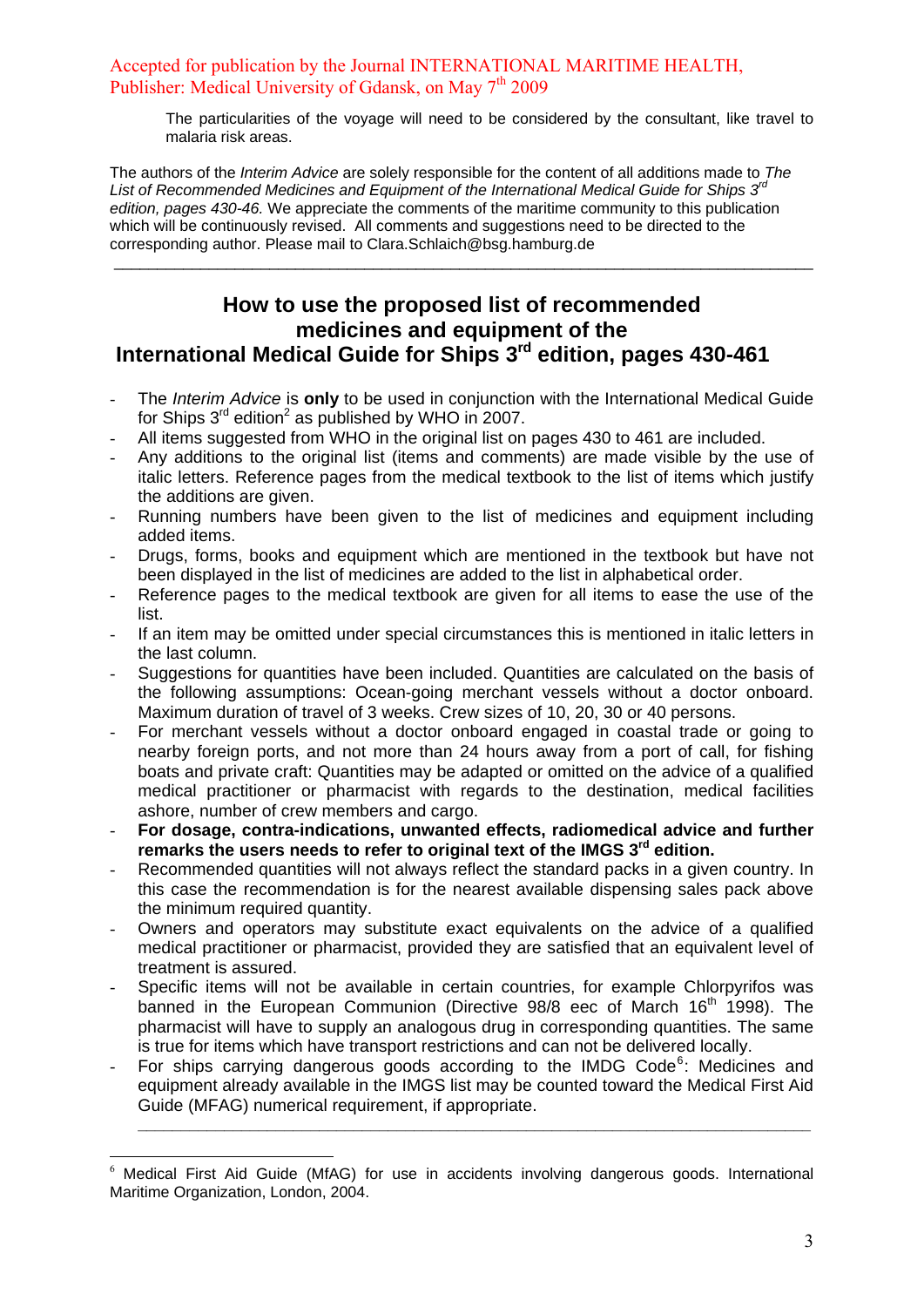The particularities of the voyage will need to be considered by the consultant, like travel to malaria risk areas.

The authors of the *Interim Advice* are solely responsible for the content of all additions made to *The List of Recommended Medicines and Equipment of the International Medical Guide for Ships 3rd edition, pages 430-46.* We appreciate the comments of the maritime community to this publication which will be continuously revised. All comments and suggestions need to be directed to the corresponding author. Please mail to Clara.Schlaich@bsg.hamburg.de

---

## How to use the proposed list of recommended medicines and equipment of the International Medical Guide for Ships 3rd edition, pages 430-461

- The *Interim Advice* is **only** to be used in conjunction with the International Medical Guide for Ships 3rd edition[2] as published by WHO in 2007.
- All items suggested from WHO in the original list on pages 430 to 461 are included.
- Any additions to the original list (items and comments) are made visible by the use of italic letters. Reference pages from the medical textbook to the list of items which justify the additions are given.
- Running numbers have been given to the list of medicines and equipment including added items.
- Drugs, forms, books and equipment which are mentioned in the textbook but have not been displayed in the list of medicines are added to the list in alphabetical order.
- Reference pages to the medical textbook are given for all items to ease the use of the list.
- If an item may be omitted under special circumstances this is mentioned in italic letters in the last column.
- Suggestions for quantities have been included. Quantities are calculated on the basis of the following assumptions: Ocean-going merchant vessels without a doctor onboard. Maximum duration of travel of 3 weeks. Crew sizes of 10, 20, 30 or 40 persons.
- For merchant vessels without a doctor onboard engaged in coastal trade or going to nearby foreign ports, and not more than 24 hours away from a port of call, for fishing boats and private craft: Quantities may be adapted or omitted on the advice of a qualified medical practitioner or pharmacist with regards to the destination, medical facilities ashore, number of crew members and cargo.
- **For dosage, contra-indications, unwanted effects, radiomedical advice and further remarks the users needs to refer to original text of the IMGS 3rd edition.**
- Recommended quantities will not always reflect the standard packs in a given country. In this case the recommendation is for the nearest available dispensing sales pack above the minimum required quantity.
- Owners and operators may substitute exact equivalents on the advice of a qualified medical practitioner or pharmacist, provided they are satisfied that an equivalent level of treatment is assured.
- Specific items will not be available in certain countries, for example Chlorpyrifos was banned in the European Communion (Directive 98/8 eec of March 16th 1998). The pharmacist will have to supply an analogous drug in corresponding quantities. The same is true for items which have transport restrictions and can not be delivered locally.
- For ships carrying dangerous goods according to the IMDG Code[6]: Medicines and equipment already available in the IMGS list may be counted toward the Medical First Aid Guide (MFAG) numerical requirement, if appropriate.

---

[6] Medical First Aid Guide (MfAG) for use in accidents involving dangerous goods. International Maritime Organization, London, 2004.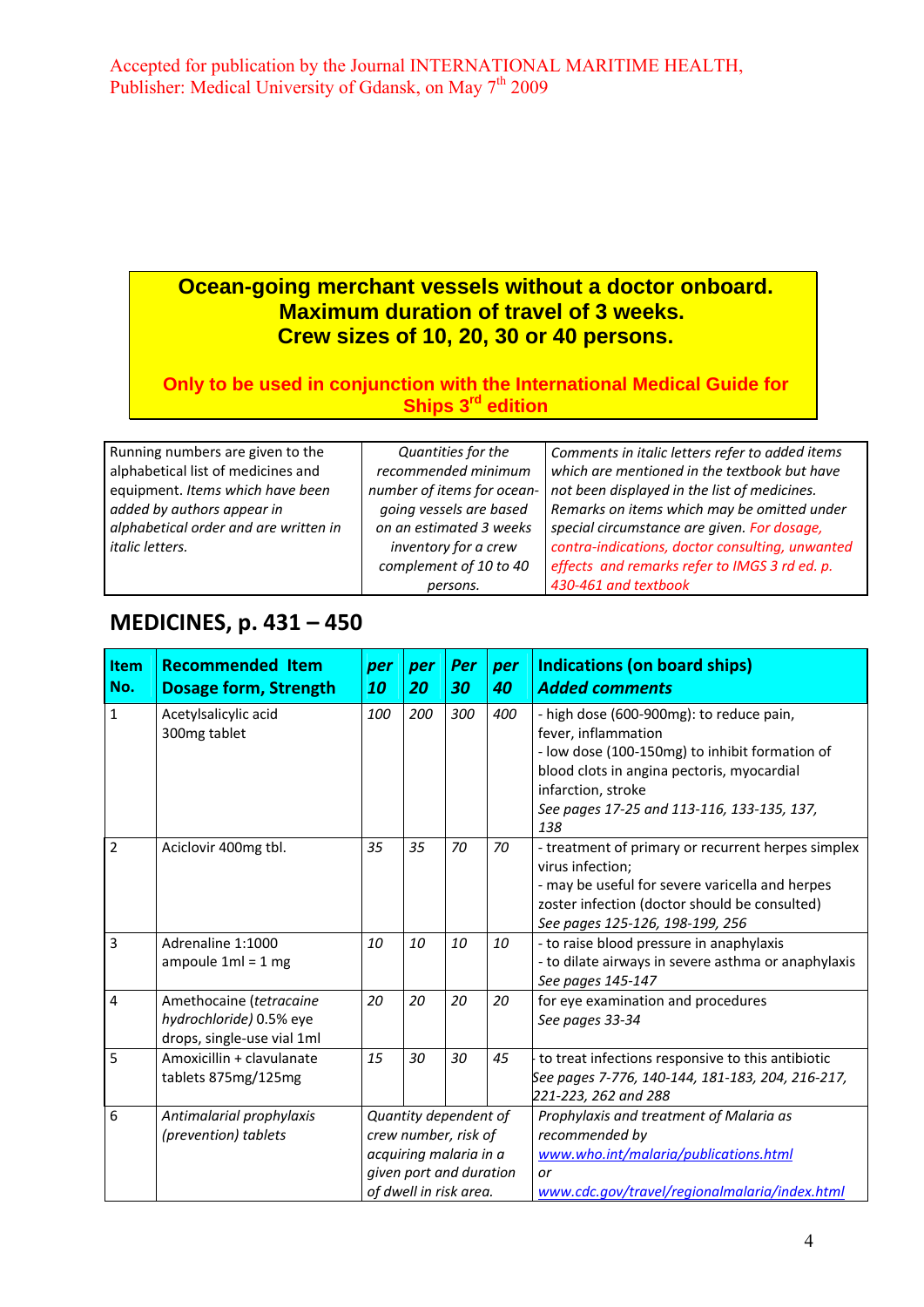Accepted for publication by the Journal INTERNATIONAL MARITIME HEALTH, Publisher: Medical University of Gdansk, on May 7th 2009

**Ocean-going merchant vessels without a doctor onboard.**
**Maximum duration of travel of 3 weeks.**
**Crew sizes of 10, 20, 30 or 40 persons.**

**Only to be used in conjunction with the International Medical Guide for Ships 3rd edition**

| Running numbers are given to the alphabetical list of medicines and equipment. *Items which have been added by authors appear in alphabetical order and are written in italic letters.* | *Quantities for the recommended minimum number of items for ocean-going vessels are based on an estimated 3 weeks inventory for a crew complement of 10 to 40 persons.* | *Comments in italic letters refer to added items which are mentioned in the textbook but have not been displayed in the list of medicines. Remarks on items which may be omitted under special circumstance are given. For dosage, contra-indications, doctor consulting, unwanted effects and remarks refer to IMGS 3 rd ed. p. 430-461 and textbook* |
|---|---|---|

## MEDICINES, p. 431 – 450

| Item No. | Recommended Item Dosage form, Strength | *per 10* | *per 20* | *Per 30* | *per 40* | Indications (on board ships) *Added comments* |
|---|---|---|---|---|---|---|
| 1 | Acetylsalicylic acid 300mg tablet | *100* | *200* | *300* | *400* | - high dose (600-900mg): to reduce pain, fever, inflammation<br>- low dose (100-150mg) to inhibit formation of blood clots in angina pectoris, myocardial infarction, stroke<br>*See pages 17-25 and 113-116, 133-135, 137, 138* |
| 2 | Aciclovir 400mg tbl. | *35* | *35* | *70* | *70* | - treatment of primary or recurrent herpes simplex virus infection;<br>- may be useful for severe varicella and herpes zoster infection (doctor should be consulted)<br>*See pages 125-126, 198-199, 256* |
| 3 | Adrenaline 1:1000 ampoule 1ml = 1 mg | *10* | *10* | *10* | *10* | - to raise blood pressure in anaphylaxis<br>- to dilate airways in severe asthma or anaphylaxis<br>*See pages 145-147* |
| 4 | Amethocaine (*tetracaine hydrochloride)* 0.5% eye drops, single-use vial 1ml | *20* | *20* | *20* | *20* | for eye examination and procedures<br>*See pages 33-34* |
| 5 | Amoxicillin + clavulanate tablets 875mg/125mg | *15* | *30* | *30* | *45* | - to treat infections responsive to this antibiotic<br>*See pages 7-776, 140-144, 181-183, 204, 216-217, 221-223, 262 and 288* |
| 6 | *Antimalarial prophylaxis (prevention) tablets* | *Quantity dependent of crew number, risk of acquiring malaria in a given port and duration of dwell in risk area.* | | | | *Prophylaxis and treatment of Malaria as recommended by www.who.int/malaria/publications.html or www.cdc.gov/travel/regionalmalaria/index.html* |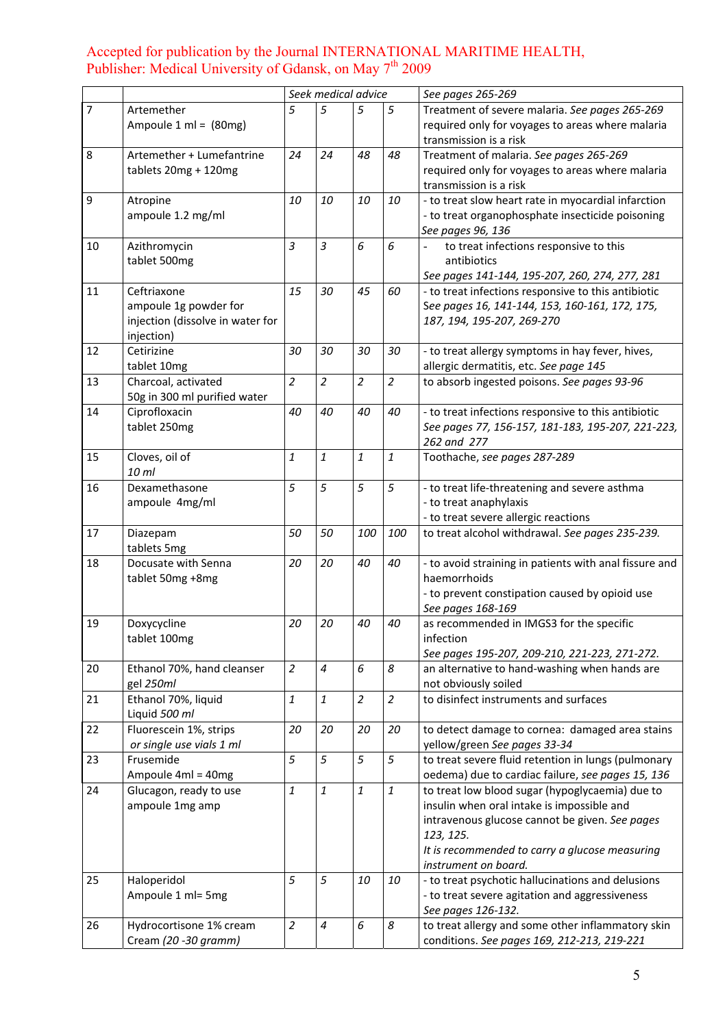| | | *Seek medical advice* | | | | *See pages 265-269* |
|---|---|---|---|---|---|---|
| 7 | Artemether<br>Ampoule 1 ml = (80mg) | *5* | *5* | *5* | *5* | Treatment of severe malaria. *See pages 265-269* required only for voyages to areas where malaria transmission is a risk |
| 8 | Artemether + Lumefantrine<br>tablets 20mg + 120mg | *24* | *24* | *48* | *48* | Treatment of malaria. *See pages 265-269* required only for voyages to areas where malaria transmission is a risk |
| 9 | Atropine<br>ampoule 1.2 mg/ml | *10* | *10* | *10* | *10* | - to treat slow heart rate in myocardial infarction<br>- to treat organophosphate insecticide poisoning<br>*See pages 96, 136* |
| 10 | Azithromycin<br>tablet 500mg | *3* | *3* | *6* | *6* | - to treat infections responsive to this antibiotics<br>*See pages 141-144, 195-207, 260, 274, 277, 281* |
| 11 | Ceftriaxone<br>ampoule 1g powder for injection (dissolve in water for injection) | *15* | *30* | *45* | *60* | - to treat infections responsive to this antibiotic<br>*See pages 16, 141-144, 153, 160-161, 172, 175, 187, 194, 195-207, 269-270* |
| 12 | Cetirizine<br>tablet 10mg | *30* | *30* | *30* | *30* | - to treat allergy symptoms in hay fever, hives, allergic dermatitis, etc. *See page 145* |
| 13 | Charcoal, activated<br>50g in 300 ml purified water | *2* | *2* | *2* | *2* | to absorb ingested poisons. *See pages 93-96* |
| 14 | Ciprofloxacin<br>tablet 250mg | *40* | *40* | *40* | *40* | - to treat infections responsive to this antibiotic<br>*See pages 77, 156-157, 181-183, 195-207, 221-223, 262 and 277* |
| 15 | Cloves, oil of<br>*10 ml* | *1* | *1* | *1* | *1* | Toothache, *see pages 287-289* |
| 16 | Dexamethasone<br>ampoule 4mg/ml | *5* | *5* | *5* | *5* | - to treat life-threatening and severe asthma<br>- to treat anaphylaxis<br>- to treat severe allergic reactions |
| 17 | Diazepam<br>tablets 5mg | *50* | *50* | *100* | *100* | to treat alcohol withdrawal. *See pages 235-239.* |
| 18 | Docusate with Senna<br>tablet 50mg +8mg | *20* | *20* | *40* | *40* | - to avoid straining in patients with anal fissure and haemorrhoids<br>- to prevent constipation caused by opioid use<br>*See pages 168-169* |
| 19 | Doxycycline<br>tablet 100mg | *20* | *20* | *40* | *40* | as recommended in IMGS3 for the specific infection<br>*See pages 195-207, 209-210, 221-223, 271-272.* |
| 20 | Ethanol 70%, hand cleanser<br>gel *250ml* | *2* | *4* | *6* | *8* | an alternative to hand-washing when hands are not obviously soiled |
| 21 | Ethanol 70%, liquid<br>Liquid *500 ml* | *1* | *1* | *2* | *2* | to disinfect instruments and surfaces |
| 22 | Fluorescein 1%, strips<br>*or single use vials 1 ml* | *20* | *20* | *20* | *20* | to detect damage to cornea: damaged area stains yellow/green *See pages 33-34* |
| 23 | Frusemide<br>Ampoule 4ml = 40mg | *5* | *5* | *5* | *5* | to treat severe fluid retention in lungs (pulmonary oedema) due to cardiac failure, *see pages 15, 136* |
| 24 | Glucagon, ready to use<br>ampoule 1mg amp | *1* | *1* | *1* | *1* | to treat low blood sugar (hypoglycaemia) due to insulin when oral intake is impossible and intravenous glucose cannot be given. *See pages 123, 125.*<br>*It is recommended to carry a glucose measuring instrument on board.* |
| 25 | Haloperidol<br>Ampoule 1 ml= 5mg | *5* | *5* | *10* | *10* | - to treat psychotic hallucinations and delusions<br>- to treat severe agitation and aggressiveness<br>*See pages 126-132.* |
| 26 | Hydrocortisone 1% cream<br>Cream *(20 -30 gramm)* | *2* | *4* | *6* | *8* | to treat allergy and some other inflammatory skin conditions. *See pages 169, 212-213, 219-221* |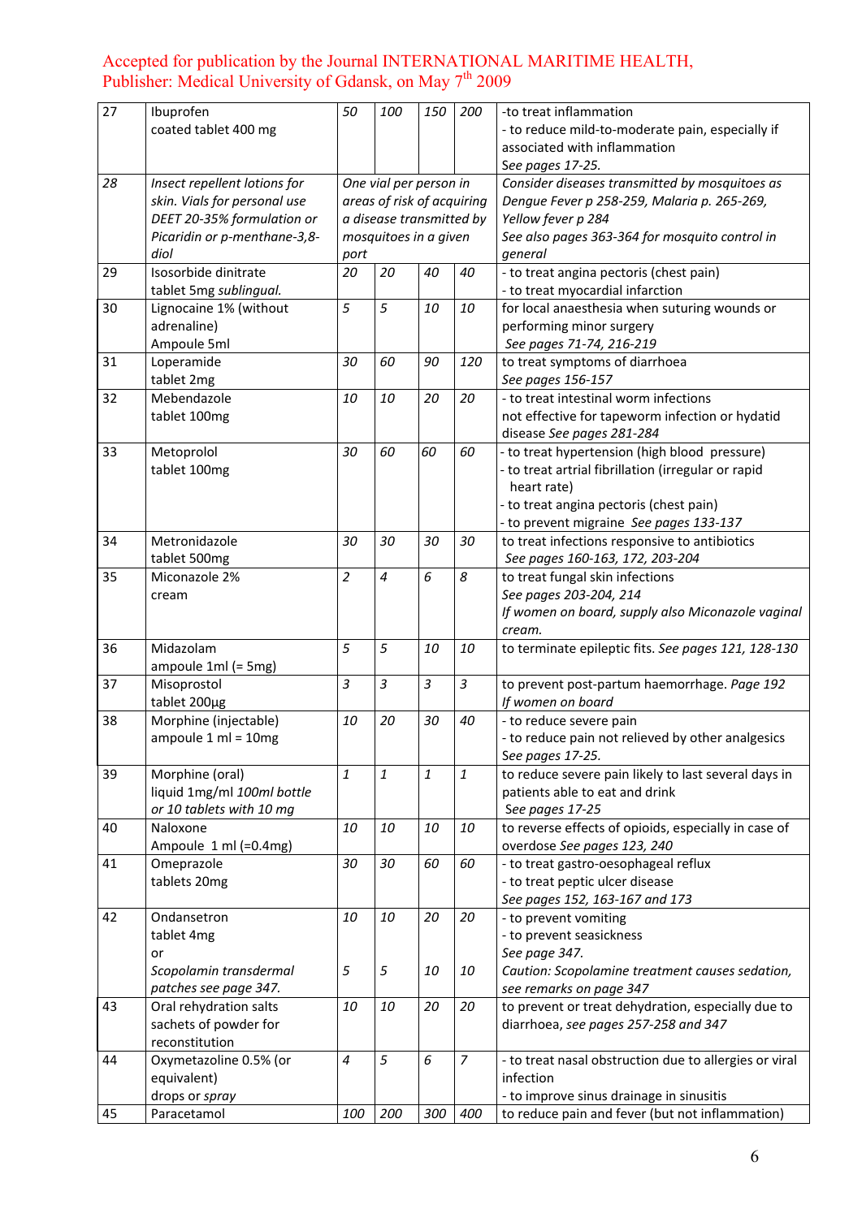| 27 | Ibuprofen<br>coated tablet 400 mg | *50* | *100* | *150* | *200* | -to treat inflammation<br>- to reduce mild-to-moderate pain, especially if associated with inflammation<br>*See pages 17-25.* |
|---|---|---|---|---|---|---|
| *28* | *Insect repellent lotions for skin. Vials for personal use DEET 20-35% formulation or Picaridin or p-menthane-3,8-diol* | *One vial per person in areas of risk of acquiring a disease transmitted by mosquitoes in a given port* | | | | *Consider diseases transmitted by mosquitoes as Dengue Fever p 258-259, Malaria p. 265-269, Yellow fever p 284*<br>*See also pages 363-364 for mosquito control in general* |
| 29 | Isosorbide dinitrate<br>tablet 5mg *sublingual.* | *20* | *20* | *40* | *40* | - to treat angina pectoris (chest pain)<br>- to treat myocardial infarction |
| 30 | Lignocaine 1% (without adrenaline)<br>Ampoule 5ml | *5* | *5* | *10* | *10* | for local anaesthesia when suturing wounds or performing minor surgery<br>*See pages 71-74, 216-219* |
| 31 | Loperamide<br>tablet 2mg | *30* | *60* | *90* | *120* | to treat symptoms of diarrhoea<br>*See pages 156-157* |
| 32 | Mebendazole<br>tablet 100mg | *10* | *10* | *20* | *20* | - to treat intestinal worm infections<br>not effective for tapeworm infection or hydatid disease *See pages 281-284* |
| 33 | Metoprolol<br>tablet 100mg | *30* | *60* | *60* | *60* | - to treat hypertension (high blood pressure)<br>- to treat artrial fibrillation (irregular or rapid heart rate)<br>- to treat angina pectoris (chest pain)<br>- to prevent migraine *See pages 133-137* |
| 34 | Metronidazole<br>tablet 500mg | *30* | *30* | *30* | *30* | to treat infections responsive to antibiotics<br>*See pages 160-163, 172, 203-204* |
| 35 | Miconazole 2%<br>cream | *2* | *4* | *6* | *8* | to treat fungal skin infections<br>*See pages 203-204, 214*<br>*If women on board, supply also Miconazole vaginal cream.* |
| 36 | Midazolam<br>ampoule 1ml (= 5mg) | *5* | *5* | *10* | *10* | to terminate epileptic fits. *See pages 121, 128-130* |
| 37 | Misoprostol<br>tablet 200µg | *3* | *3* | *3* | *3* | to prevent post-partum haemorrhage. *Page 192*<br>*If women on board* |
| 38 | Morphine (injectable)<br>ampoule 1 ml = 10mg | *10* | *20* | *30* | *40* | - to reduce severe pain<br>- to reduce pain not relieved by other analgesics<br>*See pages 17-25.* |
| 39 | Morphine (oral)<br>liquid 1mg/ml *100ml bottle or 10 tablets with 10 mg* | *1* | *1* | *1* | *1* | to reduce severe pain likely to last several days in patients able to eat and drink<br>*See pages 17-25* |
| 40 | Naloxone<br>Ampoule 1 ml (=0.4mg) | *10* | *10* | *10* | *10* | to reverse effects of opioids, especially in case of overdose *See pages 123, 240* |
| 41 | Omeprazole<br>tablets 20mg | *30* | *30* | *60* | *60* | - to treat gastro-oesophageal reflux<br>- to treat peptic ulcer disease<br>*See pages 152, 163-167 and 173* |
| 42 | Ondansetron<br>tablet 4mg<br>or<br>*Scopolamin transdermal patches see page 347.* | *10*<br><br><br>*5* | *10*<br><br><br>*5* | *20*<br><br><br>*10* | *20*<br><br><br>*10* | - to prevent vomiting<br>- to prevent seasickness<br>*See page 347.*<br>*Caution: Scopolamine treatment causes sedation, see remarks on page 347* |
| 43 | Oral rehydration salts<br>sachets of powder for reconstitution | *10* | *10* | *20* | *20* | to prevent or treat dehydration, especially due to diarrhoea, *see pages 257-258 and 347* |
| 44 | Oxymetazoline 0.5% (or equivalent)<br>drops or *spray* | *4* | *5* | *6* | *7* | - to treat nasal obstruction due to allergies or viral infection<br>- to improve sinus drainage in sinusitis |
| 45 | Paracetamol | *100* | *200* | *300* | *400* | to reduce pain and fever (but not inflammation) |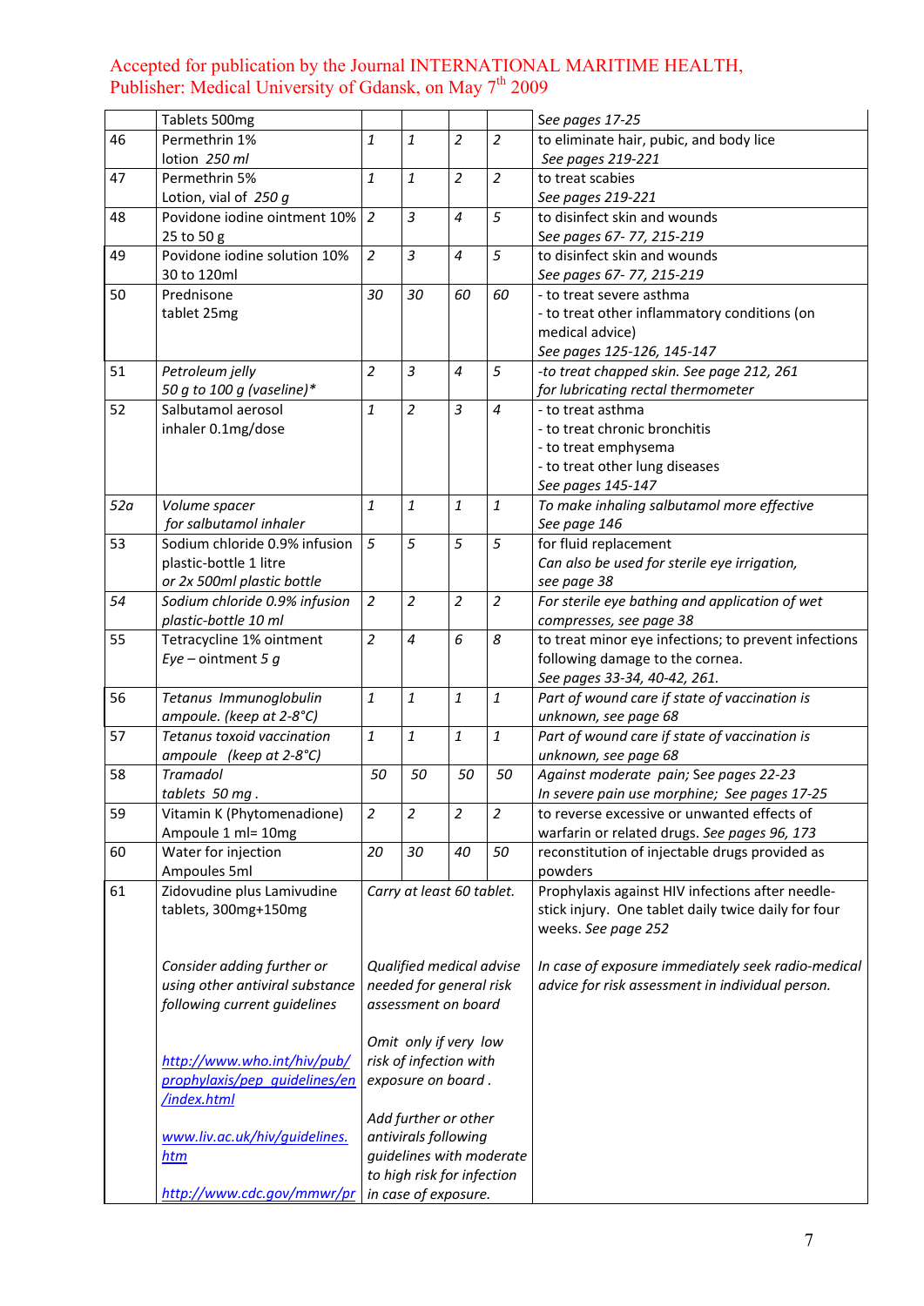Accepted for publication by the Journal INTERNATIONAL MARITIME HEALTH, Publisher: Medical University of Gdansk, on May 7th 2009

| | | | | | | |
|---|---|---|---|---|---|---|
| | Tablets 500mg | | | | | See pages 17-25 |
| 46 | Permethrin 1% lotion *250 ml* | *1* | *1* | *2* | *2* | to eliminate hair, pubic, and body lice *See pages 219-221* |
| 47 | Permethrin 5% Lotion, vial of *250 g* | *1* | *1* | *2* | *2* | to treat scabies *See pages 219-221* |
| 48 | Povidone iodine ointment 10% 25 to 50 g | *2* | *3* | *4* | *5* | to disinfect skin and wounds *See pages 67- 77, 215-219* |
| 49 | Povidone iodine solution 10% 30 to 120ml | *2* | *3* | *4* | *5* | to disinfect skin and wounds *See pages 67- 77, 215-219* |
| 50 | Prednisone tablet 25mg | *30* | *30* | *60* | *60* | - to treat severe asthma<br>- to treat other inflammatory conditions (on medical advice)<br>*See pages 125-126, 145-147* |
| 51 | *Petroleum jelly 50 g to 100 g (vaseline)** | *2* | *3* | *4* | *5* | *-to treat chapped skin. See page 212, 261 for lubricating rectal thermometer* |
| 52 | Salbutamol aerosol inhaler 0.1mg/dose | *1* | *2* | *3* | *4* | - to treat asthma<br>- to treat chronic bronchitis<br>- to treat emphysema<br>- to treat other lung diseases<br>*See pages 145-147* |
| *52a* | *Volume spacer for salbutamol inhaler* | *1* | *1* | *1* | *1* | *To make inhaling salbutamol more effective See page 146* |
| 53 | Sodium chloride 0.9% infusion plastic-bottle 1 litre *or 2x 500ml plastic bottle* | *5* | *5* | *5* | *5* | for fluid replacement *Can also be used for sterile eye irrigation, see page 38* |
| *54* | *Sodium chloride 0.9% infusion plastic-bottle 10 ml* | *2* | *2* | *2* | *2* | *For sterile eye bathing and application of wet compresses, see page 38* |
| 55 | Tetracycline 1% ointment *Eye – ointment 5 g* | *2* | *4* | *6* | *8* | to treat minor eye infections; to prevent infections following damage to the cornea. *See pages 33-34, 40-42, 261.* |
| 56 | *Tetanus Immunoglobulin ampoule. (keep at 2-8°C)* | *1* | *1* | *1* | *1* | *Part of wound care if state of vaccination is unknown, see page 68* |
| 57 | *Tetanus toxoid vaccination ampoule (keep at 2-8°C)* | *1* | *1* | *1* | *1* | *Part of wound care if state of vaccination is unknown, see page 68* |
| 58 | *Tramadol tablets 50 mg .* | *50* | *50* | *50* | *50* | *Against moderate pain; See pages 22-23 In severe pain use morphine; See pages 17-25* |
| 59 | Vitamin K (Phytomenadione) Ampoule 1 ml= 10mg | *2* | *2* | *2* | *2* | to reverse excessive or unwanted effects of warfarin or related drugs. *See pages 96, 173* |
| 60 | Water for injection Ampoules 5ml | *20* | *30* | *40* | *50* | reconstitution of injectable drugs provided as powders |
| 61 | Zidovudine plus Lamivudine tablets, 300mg+150mg<br><br>*Consider adding further or using other antiviral substance following current guidelines*<br><br>http://www.who.int/hiv/pub/prophylaxis/pep_guidelines/en/index.html<br><br>www.liv.ac.uk/hiv/guidelines.htm<br><br>http://www.cdc.gov/mmwr/pr | *Carry at least 60 tablet.*<br><br>*Qualified medical advise needed for general risk assessment on board*<br><br>*Omit only if very low risk of infection with exposure on board .*<br><br>*Add further or other antivirals following guidelines with moderate to high risk for infection in case of exposure.* | | | | Prophylaxis against HIV infections after needle-stick injury. One tablet daily twice daily for four weeks. *See page 252*<br><br>*In case of exposure immediately seek radio-medical advice for risk assessment in individual person.* |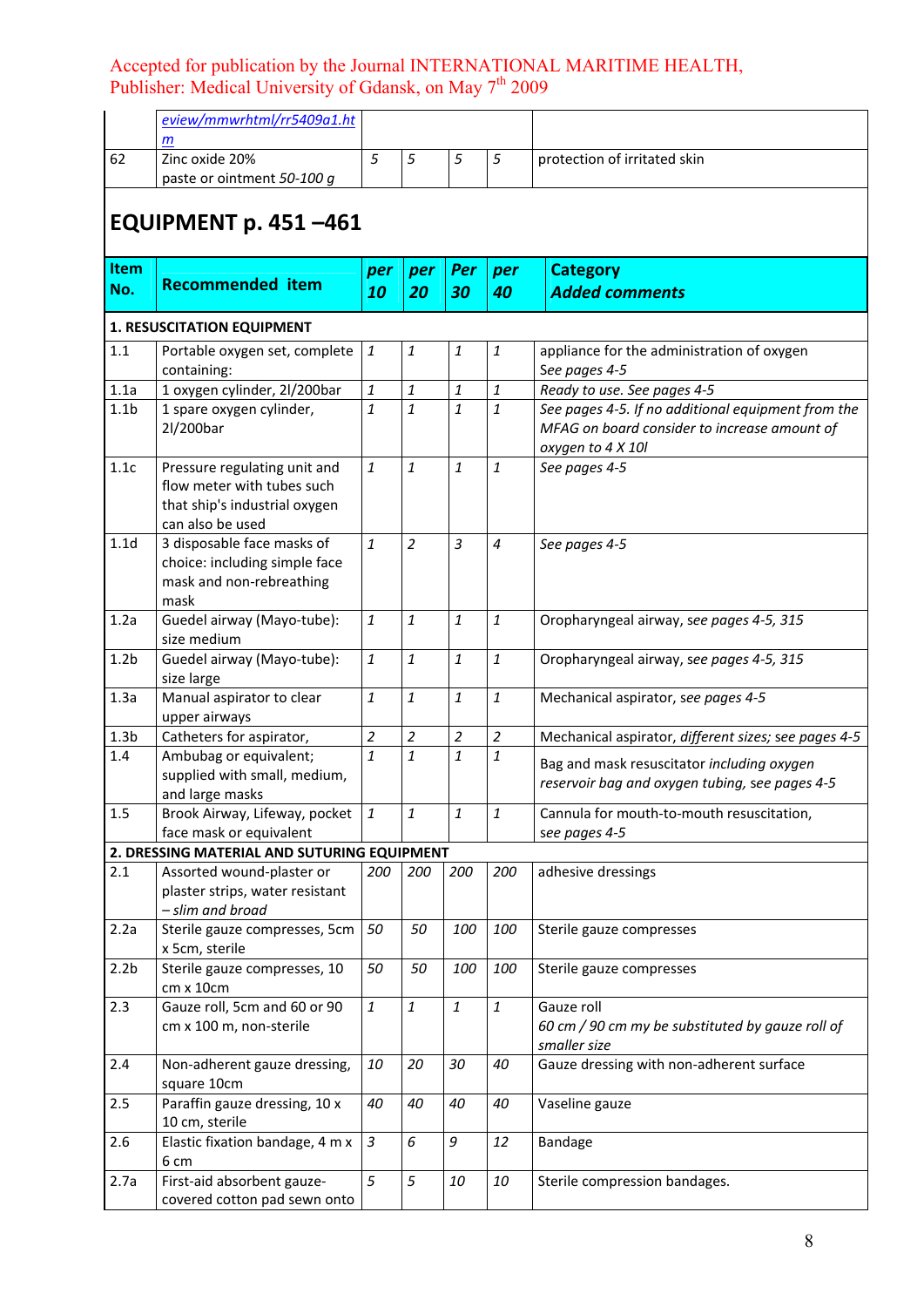| | eview/mmwrhtml/rr5409a1.htm | | | | | |
|---|---|---|---|---|---|---|
| 62 | Zinc oxide 20% paste or ointment *50-100 g* | *5* | *5* | *5* | *5* | protection of irritated skin |

## EQUIPMENT p. 451 –461

| Item No. | Recommended item | *per 10* | *per 20* | *Per 30* | *per 40* | Category *Added comments* |
|---|---|---|---|---|---|---|
| **1. RESUSCITATION EQUIPMENT** | | | | | | |
| 1.1 | Portable oxygen set, complete containing: | *1* | *1* | *1* | *1* | appliance for the administration of oxygen *See pages 4-5* |
| 1.1a | 1 oxygen cylinder, 2l/200bar | *1* | *1* | *1* | *1* | *Ready to use. See pages 4-5* |
| 1.1b | 1 spare oxygen cylinder, 2l/200bar | *1* | *1* | *1* | *1* | *See pages 4-5. If no additional equipment from the MFAG on board consider to increase amount of oxygen to 4 X 10l* |
| 1.1c | Pressure regulating unit and flow meter with tubes such that ship's industrial oxygen can also be used | *1* | *1* | *1* | *1* | *See pages 4-5* |
| 1.1d | 3 disposable face masks of choice: including simple face mask and non-rebreathing mask | *1* | *2* | *3* | *4* | *See pages 4-5* |
| 1.2a | Guedel airway (Mayo-tube): size medium | *1* | *1* | *1* | *1* | Oropharyngeal airway, *see pages 4-5, 315* |
| 1.2b | Guedel airway (Mayo-tube): size large | *1* | *1* | *1* | *1* | Oropharyngeal airway, *see pages 4-5, 315* |
| 1.3a | Manual aspirator to clear upper airways | *1* | *1* | *1* | *1* | Mechanical aspirator, *see pages 4-5* |
| 1.3b | Catheters for aspirator, | *2* | *2* | *2* | *2* | Mechanical aspirator, *different sizes; see pages 4-5* |
| 1.4 | Ambubag or equivalent; supplied with small, medium, and large masks | *1* | *1* | *1* | *1* | Bag and mask resuscitator *including oxygen reservoir bag and oxygen tubing, see pages 4-5* |
| 1.5 | Brook Airway, Lifeway, pocket face mask or equivalent | *1* | *1* | *1* | *1* | Cannula for mouth-to-mouth resuscitation, *see pages 4-5* |
| **2. DRESSING MATERIAL AND SUTURING EQUIPMENT** | | | | | | |
| 2.1 | Assorted wound-plaster or plaster strips, water resistant *– slim and broad* | *200* | *200* | *200* | *200* | adhesive dressings |
| 2.2a | Sterile gauze compresses, 5cm x 5cm, sterile | *50* | *50* | *100* | *100* | Sterile gauze compresses |
| 2.2b | Sterile gauze compresses, 10 cm x 10cm | *50* | *50* | *100* | *100* | Sterile gauze compresses |
| 2.3 | Gauze roll, 5cm and 60 or 90 cm x 100 m, non-sterile | *1* | *1* | *1* | *1* | Gauze roll *60 cm / 90 cm my be substituted by gauze roll of smaller size* |
| 2.4 | Non-adherent gauze dressing, square 10cm | *10* | *20* | *30* | *40* | Gauze dressing with non-adherent surface |
| 2.5 | Paraffin gauze dressing, 10 x 10 cm, sterile | *40* | *40* | *40* | *40* | Vaseline gauze |
| 2.6 | Elastic fixation bandage, 4 m x 6 cm | *3* | *6* | *9* | *12* | Bandage |
| 2.7a | First-aid absorbent gauze-covered cotton pad sewn onto | *5* | *5* | *10* | *10* | Sterile compression bandages. |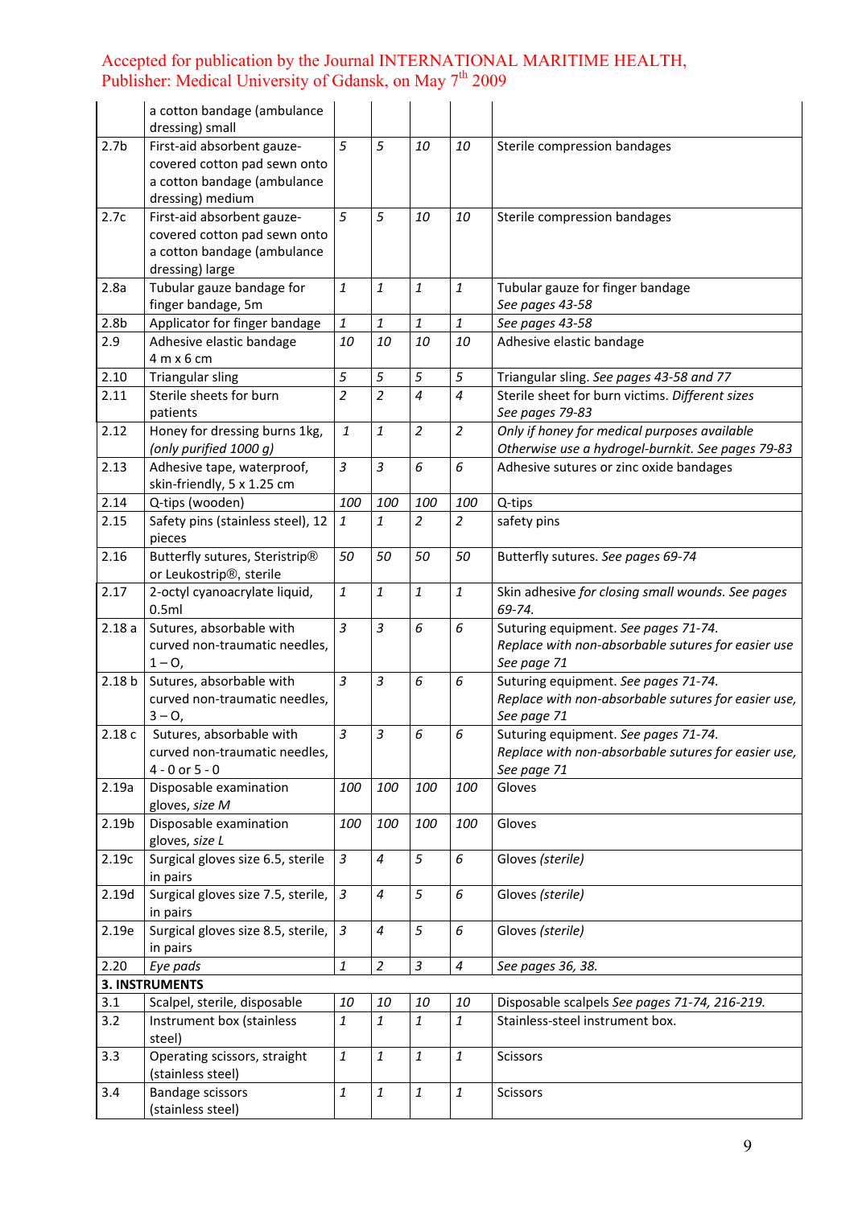Accepted for publication by the Journal INTERNATIONAL MARITIME HEALTH, Publisher: Medical University of Gdansk, on May 7th 2009

| | | | | | | |
|---|---|---|---|---|---|---|
| | a cotton bandage (ambulance dressing) small | | | | | |
| 2.7b | First-aid absorbent gauze-covered cotton pad sewn onto a cotton bandage (ambulance dressing) medium | *5* | *5* | *10* | *10* | Sterile compression bandages |
| 2.7c | First-aid absorbent gauze-covered cotton pad sewn onto a cotton bandage (ambulance dressing) large | *5* | *5* | *10* | *10* | Sterile compression bandages |
| 2.8a | Tubular gauze bandage for finger bandage, 5m | *1* | *1* | *1* | *1* | Tubular gauze for finger bandage *See pages 43-58* |
| 2.8b | Applicator for finger bandage | *1* | *1* | *1* | *1* | *See pages 43-58* |
| 2.9 | Adhesive elastic bandage 4 m x 6 cm | *10* | *10* | *10* | *10* | Adhesive elastic bandage |
| 2.10 | Triangular sling | *5* | *5* | *5* | *5* | Triangular sling. *See pages 43-58 and 77* |
| 2.11 | Sterile sheets for burn patients | *2* | *2* | *4* | *4* | Sterile sheet for burn victims. *Different sizes See pages 79-83* |
| 2.12 | Honey for dressing burns 1kg, *(only purified 1000 g)* | *1* | *1* | *2* | *2* | *Only if honey for medical purposes available Otherwise use a hydrogel-burnkit. See pages 79-83* |
| 2.13 | Adhesive tape, waterproof, skin-friendly, 5 x 1.25 cm | *3* | *3* | *6* | *6* | Adhesive sutures or zinc oxide bandages |
| 2.14 | Q-tips (wooden) | *100* | *100* | *100* | *100* | Q-tips |
| 2.15 | Safety pins (stainless steel), 12 pieces | *1* | *1* | *2* | *2* | safety pins |
| 2.16 | Butterfly sutures, Steristrip® or Leukostrip®, sterile | *50* | *50* | *50* | *50* | Butterfly sutures. *See pages 69-74* |
| 2.17 | 2-octyl cyanoacrylate liquid, 0.5ml | *1* | *1* | *1* | *1* | Skin adhesive *for closing small wounds. See pages 69-74.* |
| 2.18 a | Sutures, absorbable with curved non-traumatic needles, 1 – O, | *3* | *3* | *6* | *6* | Suturing equipment. *See pages 71-74. Replace with non-absorbable sutures for easier use See page 71* |
| 2.18 b | Sutures, absorbable with curved non-traumatic needles, 3 – O, | *3* | *3* | *6* | *6* | Suturing equipment. *See pages 71-74. Replace with non-absorbable sutures for easier use, See page 71* |
| 2.18 c | Sutures, absorbable with curved non-traumatic needles, 4 - 0 or 5 - 0 | *3* | *3* | *6* | *6* | Suturing equipment. *See pages 71-74. Replace with non-absorbable sutures for easier use, See page 71* |
| 2.19a | Disposable examination gloves, *size M* | *100* | *100* | *100* | *100* | Gloves |
| 2.19b | Disposable examination gloves, *size L* | *100* | *100* | *100* | *100* | Gloves |
| 2.19c | Surgical gloves size 6.5, sterile in pairs | *3* | *4* | *5* | *6* | Gloves *(sterile)* |
| 2.19d | Surgical gloves size 7.5, sterile, in pairs | *3* | *4* | *5* | *6* | Gloves *(sterile)* |
| 2.19e | Surgical gloves size 8.5, sterile, in pairs | *3* | *4* | *5* | *6* | Gloves *(sterile)* |
| 2.20 | *Eye pads* | *1* | *2* | *3* | *4* | *See pages 36, 38.* |
| **3. INSTRUMENTS** | | | | | | |
| 3.1 | Scalpel, sterile, disposable | *10* | *10* | *10* | *10* | Disposable scalpels *See pages 71-74, 216-219.* |
| 3.2 | Instrument box (stainless steel) | *1* | *1* | *1* | *1* | Stainless-steel instrument box. |
| 3.3 | Operating scissors, straight (stainless steel) | *1* | *1* | *1* | *1* | Scissors |
| 3.4 | Bandage scissors (stainless steel) | *1* | *1* | *1* | *1* | Scissors |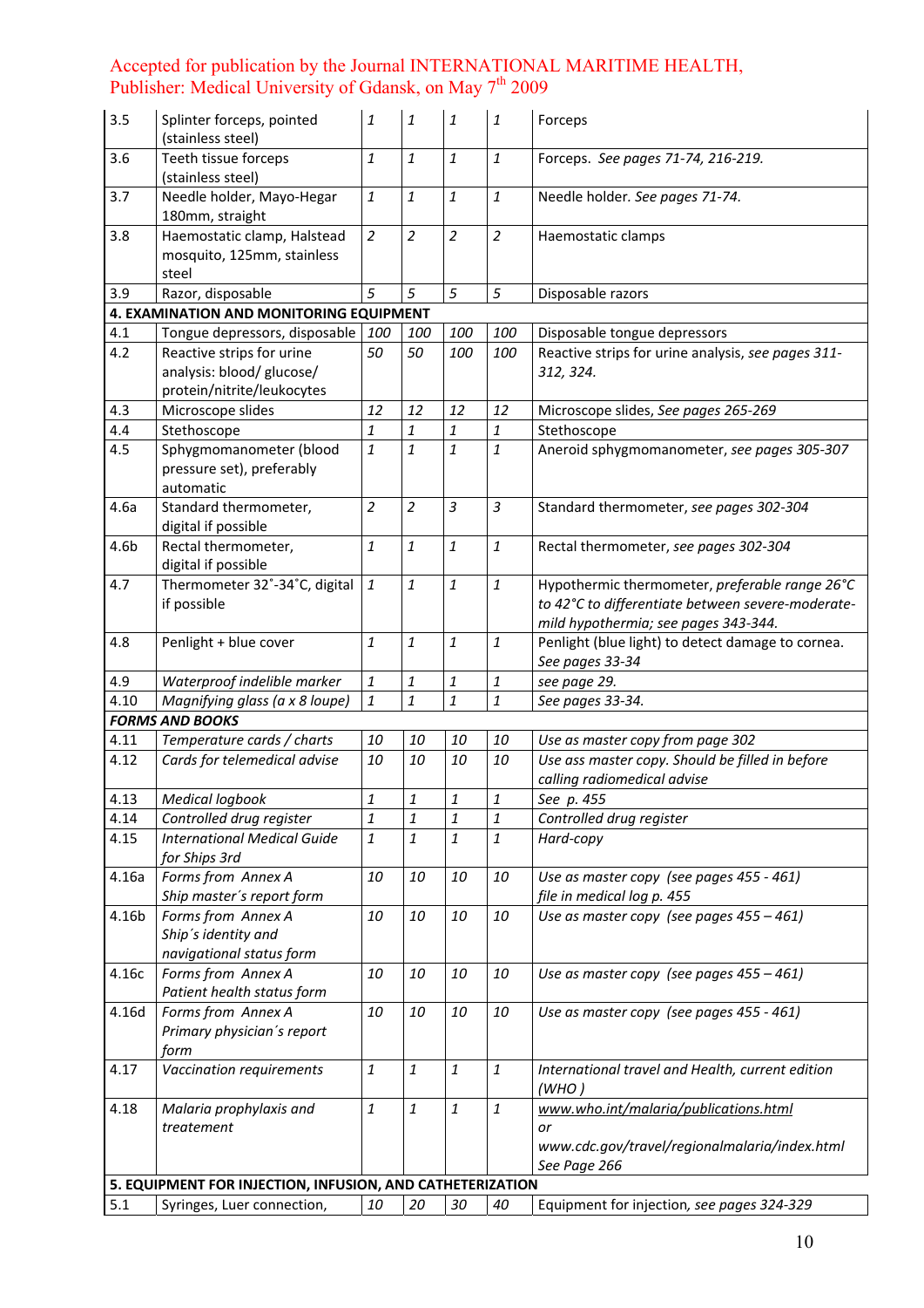| | | | | | | |
|---|---|---|---|---|---|---|
| 3.5 | Splinter forceps, pointed (stainless steel) | 1 | 1 | 1 | 1 | Forceps |
| 3.6 | Teeth tissue forceps (stainless steel) | 1 | 1 | 1 | 1 | Forceps. *See pages 71-74, 216-219.* |
| 3.7 | Needle holder, Mayo-Hegar 180mm, straight | 1 | 1 | 1 | 1 | Needle holder. *See pages 71-74.* |
| 3.8 | Haemostatic clamp, Halstead mosquito, 125mm, stainless steel | 2 | 2 | 2 | 2 | Haemostatic clamps |
| 3.9 | Razor, disposable | 5 | 5 | 5 | 5 | Disposable razors |
| **4. EXAMINATION AND MONITORING EQUIPMENT** | | | | | | |
| 4.1 | Tongue depressors, disposable | 100 | 100 | 100 | 100 | Disposable tongue depressors |
| 4.2 | Reactive strips for urine analysis: blood/ glucose/ protein/nitrite/leukocytes | 50 | 50 | 100 | 100 | Reactive strips for urine analysis, *see pages 311-312, 324.* |
| 4.3 | Microscope slides | 12 | 12 | 12 | 12 | Microscope slides, *See pages 265-269* |
| 4.4 | Stethoscope | 1 | 1 | 1 | 1 | Stethoscope |
| 4.5 | Sphygmomanometer (blood pressure set), preferably automatic | 1 | 1 | 1 | 1 | Aneroid sphygmomanometer, *see pages 305-307* |
| 4.6a | Standard thermometer, digital if possible | 2 | 2 | 3 | 3 | Standard thermometer, *see pages 302-304* |
| 4.6b | Rectal thermometer, digital if possible | 1 | 1 | 1 | 1 | Rectal thermometer, *see pages 302-304* |
| 4.7 | Thermometer 32˚-34˚C, digital if possible | 1 | 1 | 1 | 1 | Hypothermic thermometer, *preferable range 26°C to 42°C to differentiate between severe-moderate-mild hypothermia; see pages 343-344.* |
| 4.8 | Penlight + blue cover | 1 | 1 | 1 | 1 | Penlight (blue light) to detect damage to cornea. *See pages 33-34* |
| 4.9 | *Waterproof indelible marker* | 1 | 1 | 1 | 1 | *see page 29.* |
| 4.10 | *Magnifying glass (a x 8 loupe)* | 1 | 1 | 1 | 1 | *See pages 33-34.* |
| ***FORMS AND BOOKS*** | | | | | | |
| 4.11 | *Temperature cards / charts* | 10 | 10 | 10 | 10 | *Use as master copy from page 302* |
| 4.12 | *Cards for telemedical advise* | 10 | 10 | 10 | 10 | *Use ass master copy. Should be filled in before calling radiomedical advise* |
| 4.13 | *Medical logbook* | 1 | 1 | 1 | 1 | *See p. 455* |
| 4.14 | *Controlled drug register* | 1 | 1 | 1 | 1 | *Controlled drug register* |
| 4.15 | *International Medical Guide for Ships 3rd* | 1 | 1 | 1 | 1 | *Hard-copy* |
| 4.16a | *Forms from Annex A Ship master´s report form* | 10 | 10 | 10 | 10 | *Use as master copy (see pages 455 - 461) file in medical log p. 455* |
| 4.16b | *Forms from Annex A Ship´s identity and navigational status form* | 10 | 10 | 10 | 10 | *Use as master copy (see pages 455 – 461)* |
| 4.16c | *Forms from Annex A Patient health status form* | 10 | 10 | 10 | 10 | *Use as master copy (see pages 455 – 461)* |
| 4.16d | *Forms from Annex A Primary physician´s report form* | 10 | 10 | 10 | 10 | *Use as master copy (see pages 455 - 461)* |
| 4.17 | *Vaccination requirements* | 1 | 1 | 1 | 1 | *International travel and Health, current edition (WHO )* |
| 4.18 | *Malaria prophylaxis and treatement* | 1 | 1 | 1 | 1 | *www.who.int/malaria/publications.html or www.cdc.gov/travel/regionalmalaria/index.html See Page 266* |
| **5. EQUIPMENT FOR INJECTION, INFUSION, AND CATHETERIZATION** | | | | | | |
| 5.1 | Syringes, Luer connection, | 10 | 20 | 30 | 40 | Equipment for injection, *see pages 324-329* |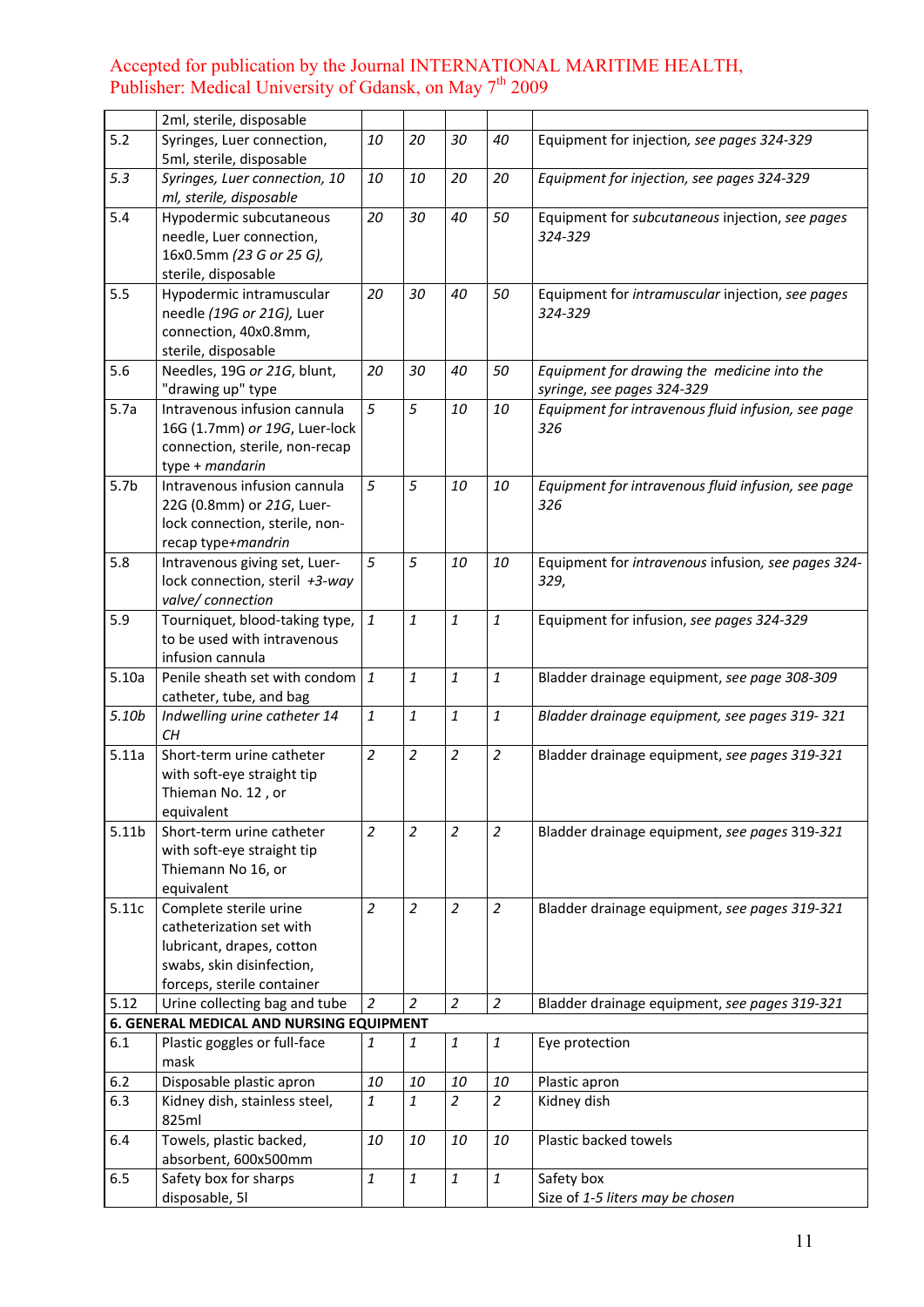| | | | | | | |
|---|---|---|---|---|---|---|
| | 2ml, sterile, disposable | | | | | |
| 5.2 | Syringes, Luer connection, 5ml, sterile, disposable | 10 | 20 | 30 | 40 | Equipment for injection*, see pages 324-329* |
| *5.3* | *Syringes, Luer connection, 10 ml, sterile, disposable* | *10* | *10* | *20* | *20* | *Equipment for injection, see pages 324-329* |
| 5.4 | Hypodermic subcutaneous needle, Luer connection, 16x0.5mm *(23 G or 25 G),* sterile, disposable | *20* | *30* | *40* | *50* | Equipment for *subcutaneous* injection, *see pages 324-329* |
| 5.5 | Hypodermic intramuscular needle *(19G or 21G),* Luer connection, 40x0.8mm, sterile, disposable | *20* | *30* | *40* | *50* | Equipment for *intramuscular* injection, *see pages 324-329* |
| 5.6 | Needles, 19G *or 21G*, blunt, "drawing up" type | *20* | *30* | *40* | *50* | *Equipment for drawing the medicine into the syringe, see pages 324-329* |
| 5.7a | Intravenous infusion cannula 16G (1.7mm) *or 19G*, Luer-lock connection, sterile, non-recap type + *mandarin* | *5* | *5* | *10* | *10* | *Equipment for intravenous fluid infusion, see page 326* |
| 5.7b | Intravenous infusion cannula 22G (0.8mm) or *21G*, Luer-lock connection, sterile, non-recap type+*mandrin* | *5* | *5* | *10* | *10* | *Equipment for intravenous fluid infusion, see page 326* |
| 5.8 | Intravenous giving set, Luer-lock connection, steril *+3-way valve/ connection* | *5* | *5* | *10* | *10* | Equipment for *intravenous* infusion*, see pages 324-329,* |
| 5.9 | Tourniquet, blood-taking type, to be used with intravenous infusion cannula | *1* | *1* | *1* | *1* | Equipment for infusion, *see pages 324-329* |
| 5.10a | Penile sheath set with condom catheter, tube, and bag | *1* | *1* | *1* | *1* | Bladder drainage equipment, *see page 308-309* |
| *5.10b* | *Indwelling urine catheter 14 CH* | *1* | *1* | *1* | *1* | *Bladder drainage equipment, see pages 319- 321* |
| 5.11a | Short-term urine catheter with soft-eye straight tip Thieman No. 12 , or equivalent | *2* | *2* | *2* | *2* | Bladder drainage equipment, *see pages 319-321* |
| 5.11b | Short-term urine catheter with soft-eye straight tip Thiemann No 16, or equivalent | *2* | *2* | *2* | *2* | Bladder drainage equipment, *see pages* 319-321 |
| 5.11c | Complete sterile urine catheterization set with lubricant, drapes, cotton swabs, skin disinfection, forceps, sterile container | *2* | *2* | *2* | *2* | Bladder drainage equipment, *see pages 319-321* |
| 5.12 | Urine collecting bag and tube | *2* | *2* | *2* | *2* | Bladder drainage equipment, *see pages 319-321* |
| **6. GENERAL MEDICAL AND NURSING EQUIPMENT** | | | | | | |
| 6.1 | Plastic goggles or full-face mask | *1* | *1* | *1* | *1* | Eye protection |
| 6.2 | Disposable plastic apron | *10* | *10* | *10* | *10* | Plastic apron |
| 6.3 | Kidney dish, stainless steel, 825ml | *1* | *1* | *2* | *2* | Kidney dish |
| 6.4 | Towels, plastic backed, absorbent, 600x500mm | *10* | *10* | *10* | *10* | Plastic backed towels |
| 6.5 | Safety box for sharps disposable, 5l | *1* | *1* | *1* | *1* | Safety box<br>Size of *1-5 liters may be chosen* |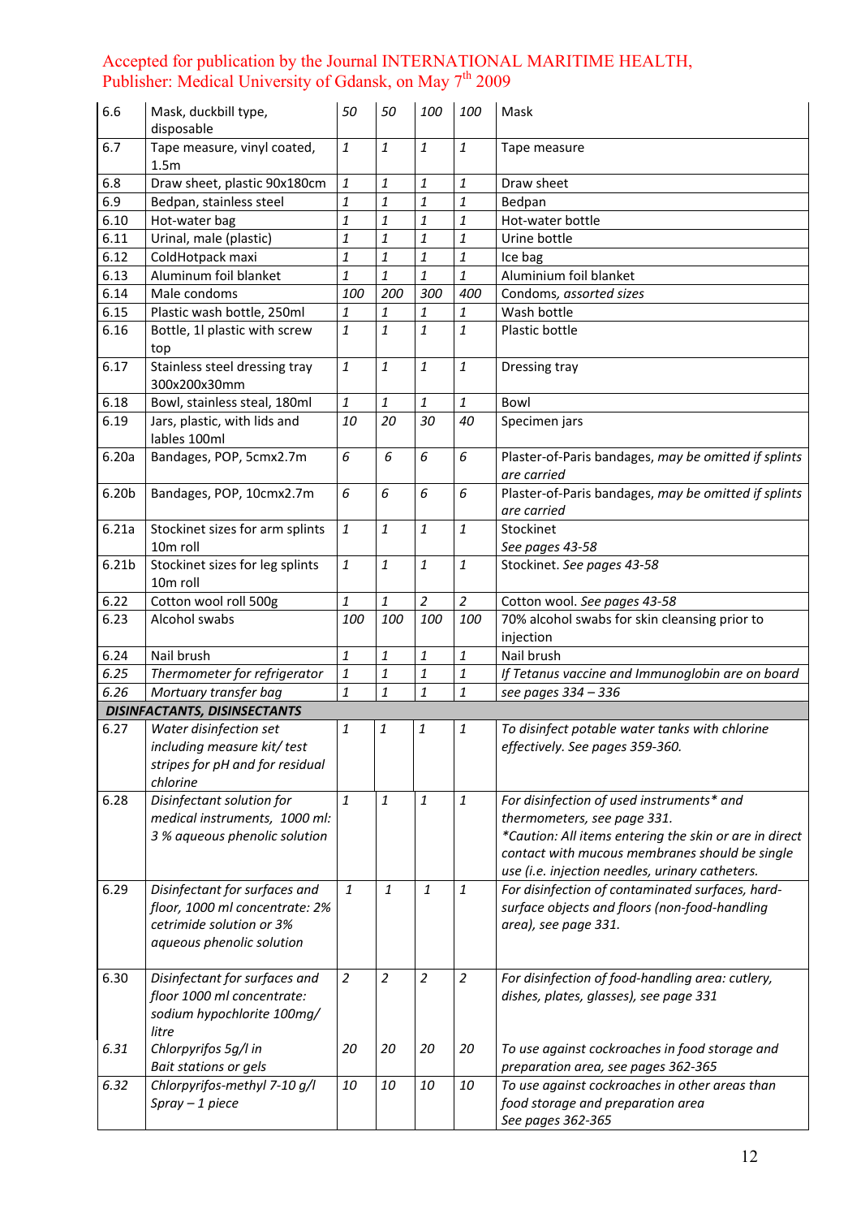| 6.6 | Mask, duckbill type, disposable | *50* | *50* | *100* | *100* | Mask |
|---|---|---|---|---|---|---|
| 6.7 | Tape measure, vinyl coated, 1.5m | *1* | *1* | *1* | *1* | Tape measure |
| 6.8 | Draw sheet, plastic 90x180cm | *1* | *1* | *1* | *1* | Draw sheet |
| 6.9 | Bedpan, stainless steel | *1* | *1* | *1* | *1* | Bedpan |
| 6.10 | Hot-water bag | *1* | *1* | *1* | *1* | Hot-water bottle |
| 6.11 | Urinal, male (plastic) | *1* | *1* | *1* | *1* | Urine bottle |
| 6.12 | ColdHotpack maxi | *1* | *1* | *1* | *1* | Ice bag |
| 6.13 | Aluminum foil blanket | *1* | *1* | *1* | *1* | Aluminium foil blanket |
| 6.14 | Male condoms | *100* | *200* | *300* | *400* | Condoms, *assorted sizes* |
| 6.15 | Plastic wash bottle, 250ml | *1* | *1* | *1* | *1* | Wash bottle |
| 6.16 | Bottle, 1l plastic with screw top | *1* | *1* | *1* | *1* | Plastic bottle |
| 6.17 | Stainless steel dressing tray 300x200x30mm | *1* | *1* | *1* | *1* | Dressing tray |
| 6.18 | Bowl, stainless steal, 180ml | *1* | *1* | *1* | *1* | Bowl |
| 6.19 | Jars, plastic, with lids and lables 100ml | *10* | *20* | *30* | *40* | Specimen jars |
| 6.20a | Bandages, POP, 5cmx2.7m | *6* | *6* | *6* | *6* | Plaster-of-Paris bandages, *may be omitted if splints are carried* |
| 6.20b | Bandages, POP, 10cmx2.7m | *6* | *6* | *6* | *6* | Plaster-of-Paris bandages, *may be omitted if splints are carried* |
| 6.21a | Stockinet sizes for arm splints 10m roll | *1* | *1* | *1* | *1* | Stockinet *See pages 43-58* |
| 6.21b | Stockinet sizes for leg splints 10m roll | *1* | *1* | *1* | *1* | Stockinet. *See pages 43-58* |
| 6.22 | Cotton wool roll 500g | *1* | *1* | *2* | *2* | Cotton wool. *See pages 43-58* |
| 6.23 | Alcohol swabs | *100* | *100* | *100* | *100* | 70% alcohol swabs for skin cleansing prior to injection |
| 6.24 | Nail brush | *1* | *1* | *1* | *1* | Nail brush |
| *6.25* | *Thermometer for refrigerator* | *1* | *1* | *1* | *1* | *If Tetanus vaccine and Immunoglobin are on board* |
| *6.26* | *Mortuary transfer bag* | *1* | *1* | *1* | *1* | *see pages 334 – 336* |
| ***DISINFACTANTS, DISINSECTANTS*** | | | | | | |
| 6.27 | *Water disinfection set including measure kit/ test stripes for pH and for residual chlorine* | *1* | *1* | *1* | *1* | *To disinfect potable water tanks with chlorine effectively. See pages 359-360.* |
| 6.28 | *Disinfectant solution for medical instruments, 1000 ml: 3 % aqueous phenolic solution* | *1* | *1* | *1* | *1* | *For disinfection of used instruments* and thermometers, see page 331. *Caution: All items entering the skin or are in direct contact with mucous membranes should be single use (i.e. injection needles, urinary catheters.* |
| 6.29 | *Disinfectant for surfaces and floor, 1000 ml concentrate: 2% cetrimide solution or 3% aqueous phenolic solution* | *1* | *1* | *1* | *1* | *For disinfection of contaminated surfaces, hard-surface objects and floors (non-food-handling area), see page 331.* |
| 6.30 | *Disinfectant for surfaces and floor 1000 ml concentrate: sodium hypochlorite 100mg/ litre* | *2* | *2* | *2* | *2* | *For disinfection of food-handling area: cutlery, dishes, plates, glasses), see page 331* |
| *6.31* | *Chlorpyrifos 5g/l in Bait stations or gels* | *20* | *20* | *20* | *20* | *To use against cockroaches in food storage and preparation area, see pages 362-365* |
| *6.32* | *Chlorpyrifos-methyl 7-10 g/l Spray – 1 piece* | *10* | *10* | *10* | *10* | *To use against cockroaches in other areas than food storage and preparation area See pages 362-365* |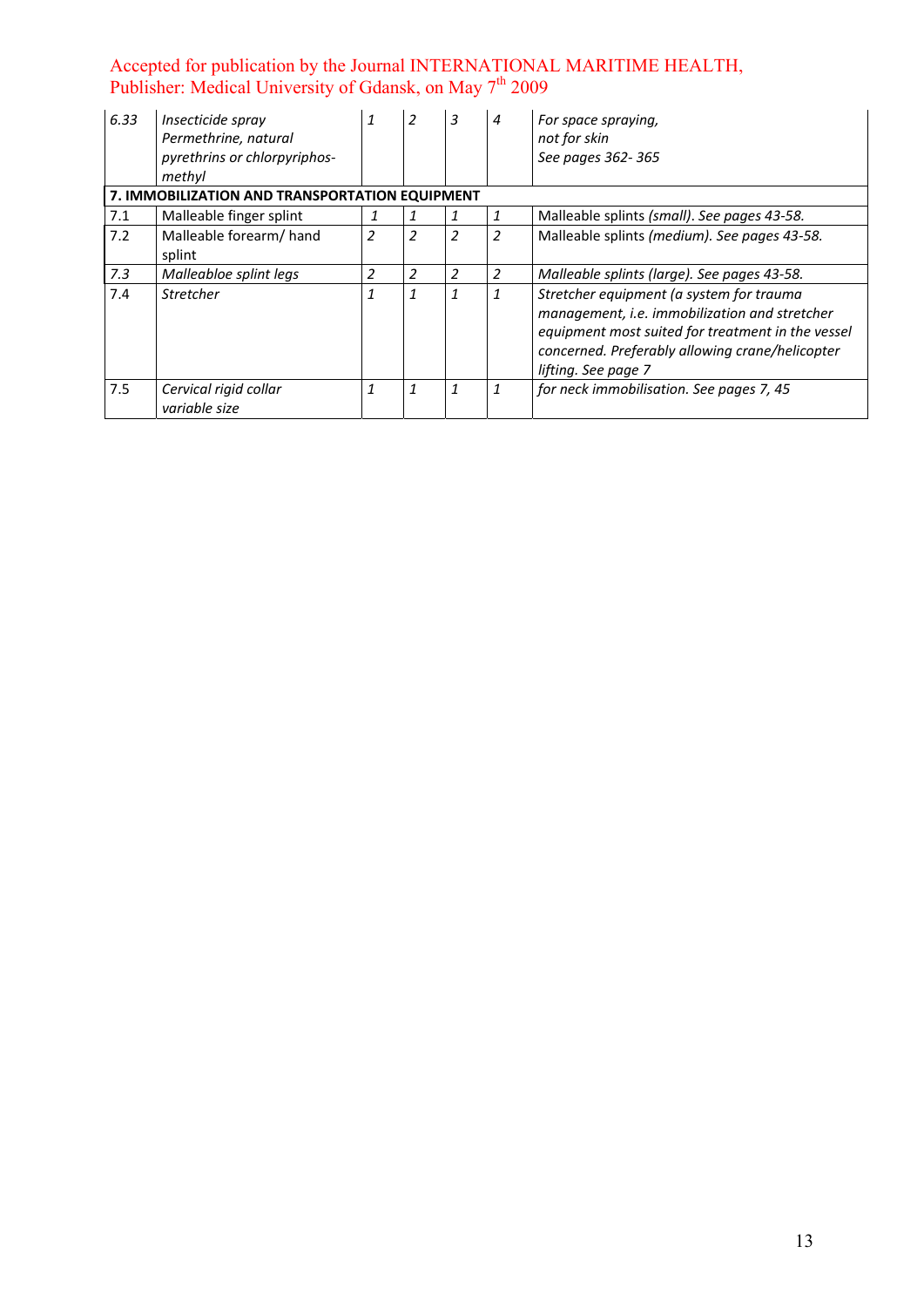| | | | | | | |
|---|---|---|---|---|---|---|
| *6.33* | *Insecticide spray Permethrine, natural pyrethrins or chlorpyriphos-methyl* | *1* | *2* | *3* | *4* | *For space spraying, not for skin See pages 362- 365* |
| **7. IMMOBILIZATION AND TRANSPORTATION EQUIPMENT** | | | | | | |
| 7.1 | Malleable finger splint | *1* | *1* | *1* | *1* | Malleable splints *(small). See pages 43-58.* |
| 7.2 | Malleable forearm/ hand splint | *2* | *2* | *2* | *2* | Malleable splints *(medium). See pages 43-58.* |
| *7.3* | *Malleabloe splint legs* | *2* | *2* | *2* | *2* | *Malleable splints (large). See pages 43-58.* |
| 7.4 | *Stretcher* | *1* | *1* | *1* | *1* | *Stretcher equipment (a system for trauma management, i.e. immobilization and stretcher equipment most suited for treatment in the vessel concerned. Preferably allowing crane/helicopter lifting. See page 7* |
| 7.5 | *Cervical rigid collar variable size* | *1* | *1* | *1* | *1* | *for neck immobilisation. See pages 7, 45* |